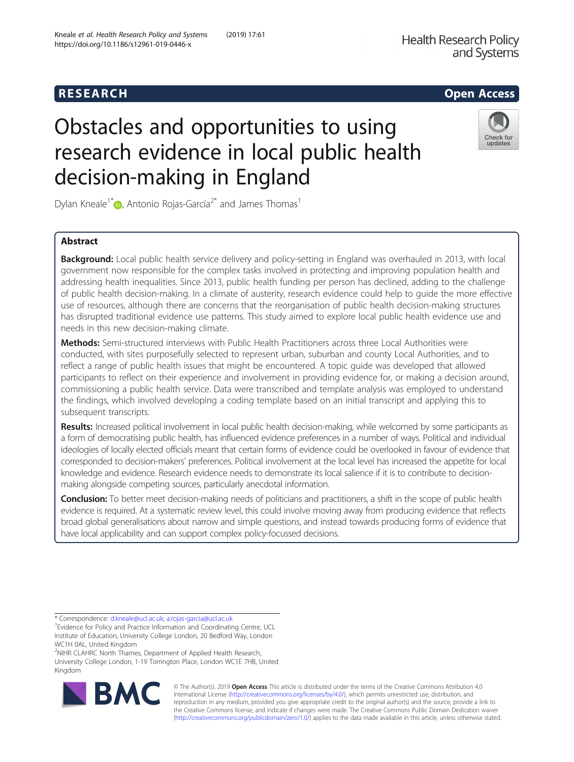RESEARCH

Open Access

# Obstacles and opportunities to using research evidence in local public health decision-making in England

Dylan Kneale[1*], Antonio Rojas-García[2*] and James Thomas[1]

## Abstract

**Background:** Local public health service delivery and policy-setting in England was overhauled in 2013, with local government now responsible for the complex tasks involved in protecting and improving population health and addressing health inequalities. Since 2013, public health funding per person has declined, adding to the challenge of public health decision-making. In a climate of austerity, research evidence could help to guide the more effective use of resources, although there are concerns that the reorganisation of public health decision-making structures has disrupted traditional evidence use patterns. This study aimed to explore local public health evidence use and needs in this new decision-making climate.

**Methods:** Semi-structured interviews with Public Health Practitioners across three Local Authorities were conducted, with sites purposefully selected to represent urban, suburban and county Local Authorities, and to reflect a range of public health issues that might be encountered. A topic guide was developed that allowed participants to reflect on their experience and involvement in providing evidence for, or making a decision around, commissioning a public health service. Data were transcribed and template analysis was employed to understand the findings, which involved developing a coding template based on an initial transcript and applying this to subsequent transcripts.

**Results:** Increased political involvement in local public health decision-making, while welcomed by some participants as a form of democratising public health, has influenced evidence preferences in a number of ways. Political and individual ideologies of locally elected officials meant that certain forms of evidence could be overlooked in favour of evidence that corresponded to decision-makers' preferences. Political involvement at the local level has increased the appetite for local knowledge and evidence. Research evidence needs to demonstrate its local salience if it is to contribute to decision-making alongside competing sources, particularly anecdotal information.

**Conclusion:** To better meet decision-making needs of politicians and practitioners, a shift in the scope of public health evidence is required. At a systematic review level, this could involve moving away from producing evidence that reflects broad global generalisations about narrow and simple questions, and instead towards producing forms of evidence that have local applicability and can support complex policy-focussed decisions.

---

* Correspondence: d.kneale@ucl.ac.uk; a.rojas-garcia@ucl.ac.uk

[1]Evidence for Policy and Practice Information and Coordinating Centre, UCL Institute of Education, University College London, 20 Bedford Way, London WC1H 0AL, United Kingdom

[2]NIHR CLAHRC North Thames, Department of Applied Health Research, University College London, 1-19 Torrington Place, London WC1E 7HB, United Kingdom

© The Author(s). 2019 **Open Access** This article is distributed under the terms of the Creative Commons Attribution 4.0 International License (http://creativecommons.org/licenses/by/4.0/), which permits unrestricted use, distribution, and reproduction in any medium, provided you give appropriate credit to the original author(s) and the source, provide a link to the Creative Commons license, and indicate if changes were made. The Creative Commons Public Domain Dedication waiver (http://creativecommons.org/publicdomain/zero/1.0/) applies to the data made available in this article, unless otherwise stated.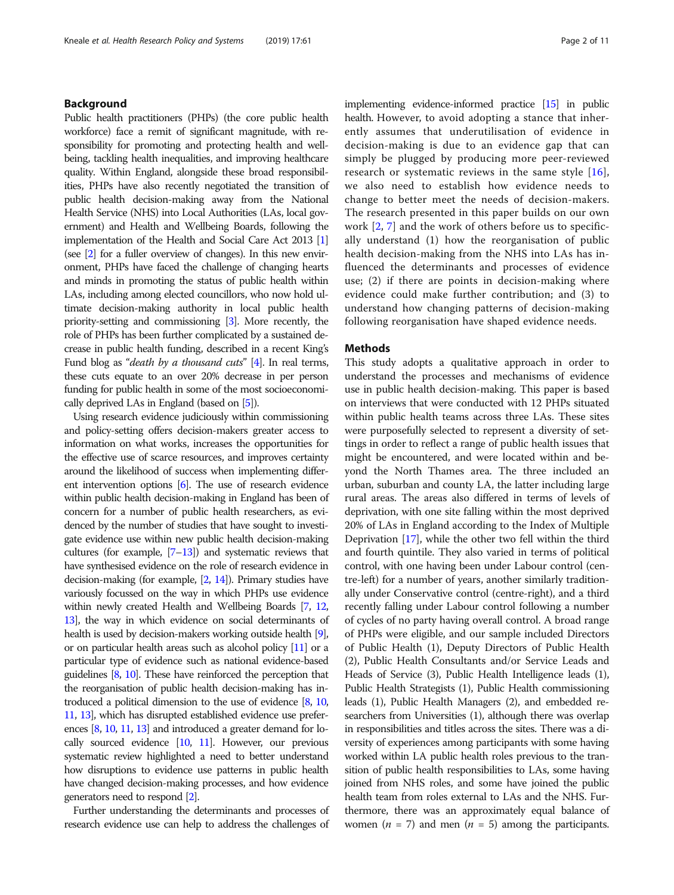## Background

Public health practitioners (PHPs) (the core public health workforce) face a remit of significant magnitude, with responsibility for promoting and protecting health and wellbeing, tackling health inequalities, and improving healthcare quality. Within England, alongside these broad responsibilities, PHPs have also recently negotiated the transition of public health decision-making away from the National Health Service (NHS) into Local Authorities (LAs, local government) and Health and Wellbeing Boards, following the implementation of the Health and Social Care Act 2013 [1] (see [2] for a fuller overview of changes). In this new environment, PHPs have faced the challenge of changing hearts and minds in promoting the status of public health within LAs, including among elected councillors, who now hold ultimate decision-making authority in local public health priority-setting and commissioning [3]. More recently, the role of PHPs has been further complicated by a sustained decrease in public health funding, described in a recent King's Fund blog as "*death by a thousand cuts*" [4]. In real terms, these cuts equate to an over 20% decrease in per person funding for public health in some of the most socioeconomically deprived LAs in England (based on [5]).

Using research evidence judiciously within commissioning and policy-setting offers decision-makers greater access to information on what works, increases the opportunities for the effective use of scarce resources, and improves certainty around the likelihood of success when implementing different intervention options [6]. The use of research evidence within public health decision-making in England has been of concern for a number of public health researchers, as evidenced by the number of studies that have sought to investigate evidence use within new public health decision-making cultures (for example, [7–13]) and systematic reviews that have synthesised evidence on the role of research evidence in decision-making (for example, [2, 14]). Primary studies have variously focussed on the way in which PHPs use evidence within newly created Health and Wellbeing Boards [7, 12, 13], the way in which evidence on social determinants of health is used by decision-makers working outside health [9], or on particular health areas such as alcohol policy [11] or a particular type of evidence such as national evidence-based guidelines [8, 10]. These have reinforced the perception that the reorganisation of public health decision-making has introduced a political dimension to the use of evidence [8, 10, 11, 13], which has disrupted established evidence use preferences [8, 10, 11, 13] and introduced a greater demand for locally sourced evidence [10, 11]. However, our previous systematic review highlighted a need to better understand how disruptions to evidence use patterns in public health have changed decision-making processes, and how evidence generators need to respond [2].

Further understanding the determinants and processes of research evidence use can help to address the challenges of implementing evidence-informed practice [15] in public health. However, to avoid adopting a stance that inherently assumes that underutilisation of evidence in decision-making is due to an evidence gap that can simply be plugged by producing more peer-reviewed research or systematic reviews in the same style [16], we also need to establish how evidence needs to change to better meet the needs of decision-makers. The research presented in this paper builds on our own work [2, 7] and the work of others before us to specifically understand (1) how the reorganisation of public health decision-making from the NHS into LAs has influenced the determinants and processes of evidence use; (2) if there are points in decision-making where evidence could make further contribution; and (3) to understand how changing patterns of decision-making following reorganisation have shaped evidence needs.

## Methods

This study adopts a qualitative approach in order to understand the processes and mechanisms of evidence use in public health decision-making. This paper is based on interviews that were conducted with 12 PHPs situated within public health teams across three LAs. These sites were purposefully selected to represent a diversity of settings in order to reflect a range of public health issues that might be encountered, and were located within and beyond the North Thames area. The three included an urban, suburban and county LA, the latter including large rural areas. The areas also differed in terms of levels of deprivation, with one site falling within the most deprived 20% of LAs in England according to the Index of Multiple Deprivation [17], while the other two fell within the third and fourth quintile. They also varied in terms of political control, with one having been under Labour control (centre-left) for a number of years, another similarly traditionally under Conservative control (centre-right), and a third recently falling under Labour control following a number of cycles of no party having overall control. A broad range of PHPs were eligible, and our sample included Directors of Public Health (1), Deputy Directors of Public Health (2), Public Health Consultants and/or Service Leads and Heads of Service (3), Public Health Intelligence leads (1), Public Health Strategists (1), Public Health commissioning leads (1), Public Health Managers (2), and embedded researchers from Universities (1), although there was overlap in responsibilities and titles across the sites. There was a diversity of experiences among participants with some having worked within LA public health roles previous to the transition of public health responsibilities to LAs, some having joined from NHS roles, and some have joined the public health team from roles external to LAs and the NHS. Furthermore, there was an approximately equal balance of women ($n$ = 7) and men ($n$ = 5) among the participants.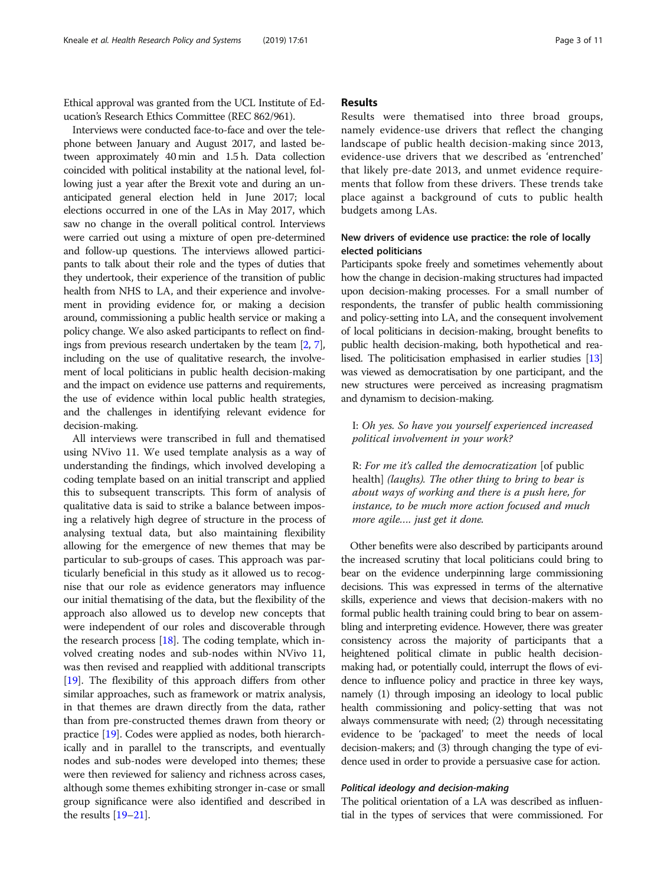Ethical approval was granted from the UCL Institute of Education's Research Ethics Committee (REC 862/961).

Interviews were conducted face-to-face and over the telephone between January and August 2017, and lasted between approximately 40 min and 1.5 h. Data collection coincided with political instability at the national level, following just a year after the Brexit vote and during an unanticipated general election held in June 2017; local elections occurred in one of the LAs in May 2017, which saw no change in the overall political control. Interviews were carried out using a mixture of open pre-determined and follow-up questions. The interviews allowed participants to talk about their role and the types of duties that they undertook, their experience of the transition of public health from NHS to LA, and their experience and involvement in providing evidence for, or making a decision around, commissioning a public health service or making a policy change. We also asked participants to reflect on findings from previous research undertaken by the team [2, 7], including on the use of qualitative research, the involvement of local politicians in public health decision-making and the impact on evidence use patterns and requirements, the use of evidence within local public health strategies, and the challenges in identifying relevant evidence for decision-making.

All interviews were transcribed in full and thematised using NVivo 11. We used template analysis as a way of understanding the findings, which involved developing a coding template based on an initial transcript and applied this to subsequent transcripts. This form of analysis of qualitative data is said to strike a balance between imposing a relatively high degree of structure in the process of analysing textual data, but also maintaining flexibility allowing for the emergence of new themes that may be particular to sub-groups of cases. This approach was particularly beneficial in this study as it allowed us to recognise that our role as evidence generators may influence our initial thematising of the data, but the flexibility of the approach also allowed us to develop new concepts that were independent of our roles and discoverable through the research process [18]. The coding template, which involved creating nodes and sub-nodes within NVivo 11, was then revised and reapplied with additional transcripts [19]. The flexibility of this approach differs from other similar approaches, such as framework or matrix analysis, in that themes are drawn directly from the data, rather than from pre-constructed themes drawn from theory or practice [19]. Codes were applied as nodes, both hierarchically and in parallel to the transcripts, and eventually nodes and sub-nodes were developed into themes; these were then reviewed for saliency and richness across cases, although some themes exhibiting stronger in-case or small group significance were also identified and described in the results [19–21].

## Results

Results were thematised into three broad groups, namely evidence-use drivers that reflect the changing landscape of public health decision-making since 2013, evidence-use drivers that we described as 'entrenched' that likely pre-date 2013, and unmet evidence requirements that follow from these drivers. These trends take place against a background of cuts to public health budgets among LAs.

### New drivers of evidence use practice: the role of locally elected politicians

Participants spoke freely and sometimes vehemently about how the change in decision-making structures had impacted upon decision-making processes. For a small number of respondents, the transfer of public health commissioning and policy-setting into LA, and the consequent involvement of local politicians in decision-making, brought benefits to public health decision-making, both hypothetical and realised. The politicisation emphasised in earlier studies [13] was viewed as democratisation by one participant, and the new structures were perceived as increasing pragmatism and dynamism to decision-making.

> I: *Oh yes. So have you yourself experienced increased political involvement in your work?*
>
> R: *For me it's called the democratization* [of public health] *(laughs). The other thing to bring to bear is about ways of working and there is a push here, for instance, to be much more action focused and much more agile.... just get it done.*

Other benefits were also described by participants around the increased scrutiny that local politicians could bring to bear on the evidence underpinning large commissioning decisions. This was expressed in terms of the alternative skills, experience and views that decision-makers with no formal public health training could bring to bear on assembling and interpreting evidence. However, there was greater consistency across the majority of participants that a heightened political climate in public health decision-making had, or potentially could, interrupt the flows of evidence to influence policy and practice in three key ways, namely (1) through imposing an ideology to local public health commissioning and policy-setting that was not always commensurate with need; (2) through necessitating evidence to be 'packaged' to meet the needs of local decision-makers; and (3) through changing the type of evidence used in order to provide a persuasive case for action.

#### *Political ideology and decision-making*

The political orientation of a LA was described as influential in the types of services that were commissioned. For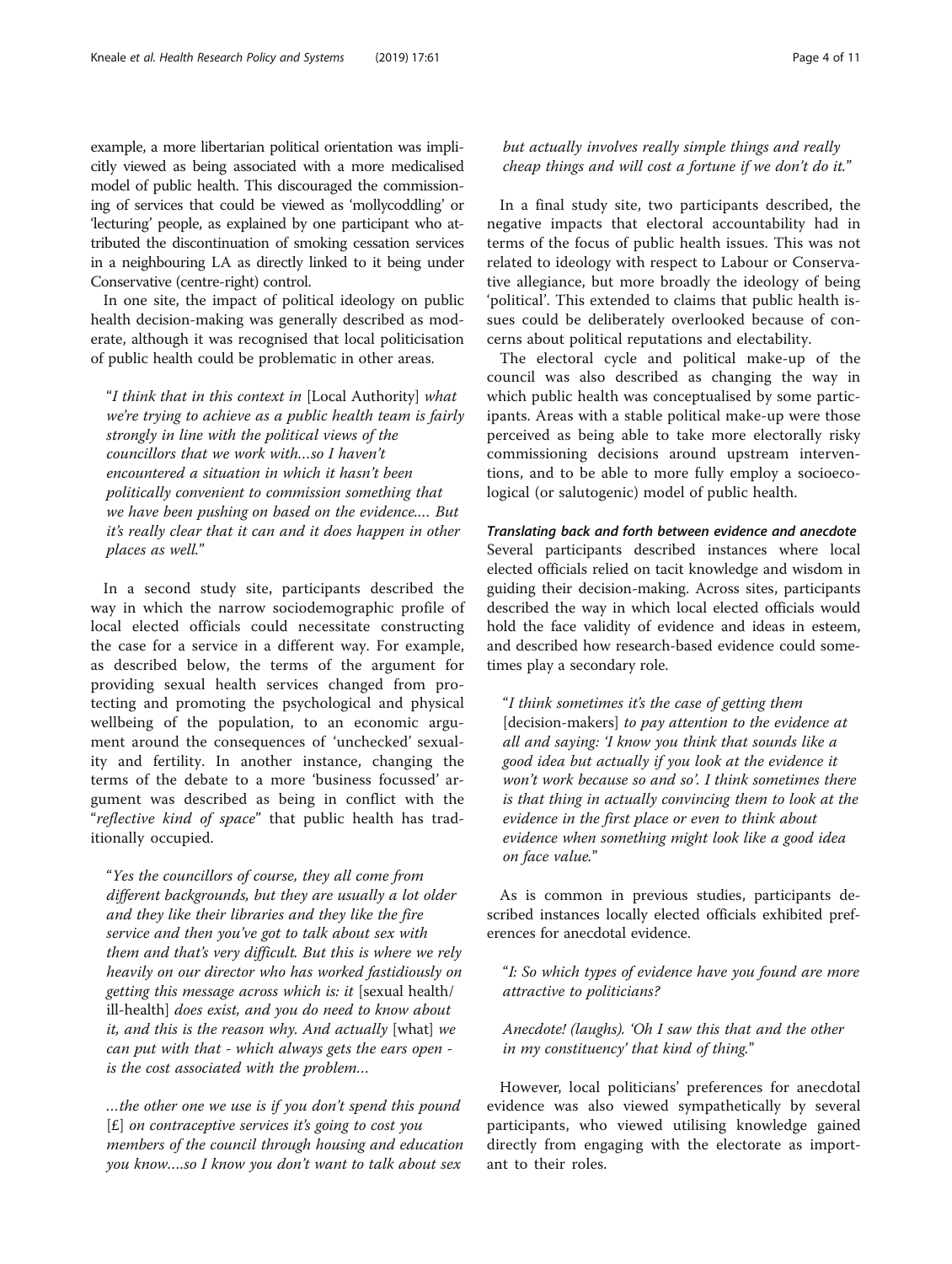example, a more libertarian political orientation was implicitly viewed as being associated with a more medicalised model of public health. This discouraged the commissioning of services that could be viewed as 'mollycoddling' or 'lecturing' people, as explained by one participant who attributed the discontinuation of smoking cessation services in a neighbouring LA as directly linked to it being under Conservative (centre-right) control.

In one site, the impact of political ideology on public health decision-making was generally described as moderate, although it was recognised that local politicisation of public health could be problematic in other areas.

> "I think that in this context in [Local Authority] *what we're trying to achieve as a public health team is fairly strongly in line with the political views of the councillors that we work with…so I haven't encountered a situation in which it hasn't been politically convenient to commission something that we have been pushing on based on the evidence.… But it's really clear that it can and it does happen in other places as well.*"

In a second study site, participants described the way in which the narrow sociodemographic profile of local elected officials could necessitate constructing the case for a service in a different way. For example, as described below, the terms of the argument for providing sexual health services changed from protecting and promoting the psychological and physical wellbeing of the population, to an economic argument around the consequences of 'unchecked' sexuality and fertility. In another instance, changing the terms of the debate to a more 'business focussed' argument was described as being in conflict with the "*reflective kind of space*" that public health has traditionally occupied.

> "*Yes the councillors of course, they all come from different backgrounds, but they are usually a lot older and they like their libraries and they like the fire service and then you've got to talk about sex with them and that's very difficult. But this is where we rely heavily on our director who has worked fastidiously on getting this message across which is: it* [sexual health/ill-health] *does exist, and you do need to know about it, and this is the reason why. And actually* [what] *we can put with that - which always gets the ears open - is the cost associated with the problem…*
>
> *…the other one we use is if you don't spend this pound* [£] *on contraceptive services it's going to cost you members of the council through housing and education you know….so I know you don't want to talk about sex but actually involves really simple things and really cheap things and will cost a fortune if we don't do it.*"

In a final study site, two participants described, the negative impacts that electoral accountability had in terms of the focus of public health issues. This was not related to ideology with respect to Labour or Conservative allegiance, but more broadly the ideology of being 'political'. This extended to claims that public health issues could be deliberately overlooked because of concerns about political reputations and electability.

The electoral cycle and political make-up of the council was also described as changing the way in which public health was conceptualised by some participants. Areas with a stable political make-up were those perceived as being able to take more electorally risky commissioning decisions around upstream interventions, and to be able to more fully employ a socioecological (or salutogenic) model of public health.

#### Translating back and forth between evidence and anecdote

Several participants described instances where local elected officials relied on tacit knowledge and wisdom in guiding their decision-making. Across sites, participants described the way in which local elected officials would hold the face validity of evidence and ideas in esteem, and described how research-based evidence could sometimes play a secondary role.

> "*I think sometimes it's the case of getting them* [decision-makers] *to pay attention to the evidence at all and saying: 'I know you think that sounds like a good idea but actually if you look at the evidence it won't work because so and so'. I think sometimes there is that thing in actually convincing them to look at the evidence in the first place or even to think about evidence when something might look like a good idea on face value.*"

As is common in previous studies, participants described instances locally elected officials exhibited preferences for anecdotal evidence.

> "*I: So which types of evidence have you found are more attractive to politicians?*
>
> *Anecdote! (laughs). 'Oh I saw this that and the other in my constituency' that kind of thing.*"

However, local politicians' preferences for anecdotal evidence was also viewed sympathetically by several participants, who viewed utilising knowledge gained directly from engaging with the electorate as important to their roles.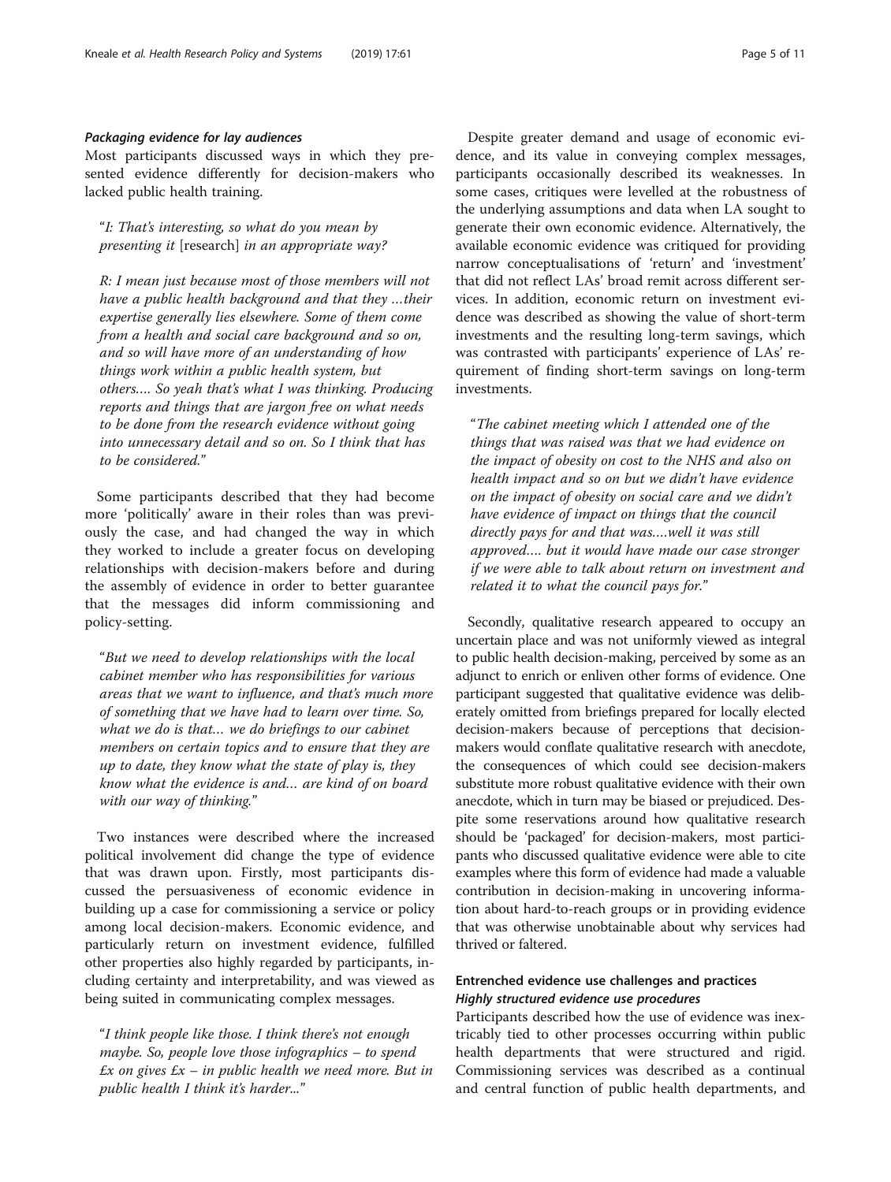#### *Packaging evidence for lay audiences*

Most participants discussed ways in which they presented evidence differently for decision-makers who lacked public health training.

> "*I: That's interesting, so what do you mean by presenting it* [research] *in an appropriate way?*
>
> *R: I mean just because most of those members will not have a public health background and that they …their expertise generally lies elsewhere. Some of them come from a health and social care background and so on, and so will have more of an understanding of how things work within a public health system, but others…. So yeah that's what I was thinking. Producing reports and things that are jargon free on what needs to be done from the research evidence without going into unnecessary detail and so on. So I think that has to be considered.*"

Some participants described that they had become more 'politically' aware in their roles than was previously the case, and had changed the way in which they worked to include a greater focus on developing relationships with decision-makers before and during the assembly of evidence in order to better guarantee that the messages did inform commissioning and policy-setting.

> "*But we need to develop relationships with the local cabinet member who has responsibilities for various areas that we want to influence, and that's much more of something that we have had to learn over time. So, what we do is that… we do briefings to our cabinet members on certain topics and to ensure that they are up to date, they know what the state of play is, they know what the evidence is and… are kind of on board with our way of thinking.*"

Two instances were described where the increased political involvement did change the type of evidence that was drawn upon. Firstly, most participants discussed the persuasiveness of economic evidence in building up a case for commissioning a service or policy among local decision-makers. Economic evidence, and particularly return on investment evidence, fulfilled other properties also highly regarded by participants, including certainty and interpretability, and was viewed as being suited in communicating complex messages.

> "*I think people like those. I think there's not enough maybe. So, people love those infographics – to spend £x on gives £x – in public health we need more. But in public health I think it's harder...*"

Despite greater demand and usage of economic evidence, and its value in conveying complex messages, participants occasionally described its weaknesses. In some cases, critiques were levelled at the robustness of the underlying assumptions and data when LA sought to generate their own economic evidence. Alternatively, the available economic evidence was critiqued for providing narrow conceptualisations of 'return' and 'investment' that did not reflect LAs' broad remit across different services. In addition, economic return on investment evidence was described as showing the value of short-term investments and the resulting long-term savings, which was contrasted with participants' experience of LAs' requirement of finding short-term savings on long-term investments.

> "*The cabinet meeting which I attended one of the things that was raised was that we had evidence on the impact of obesity on cost to the NHS and also on health impact and so on but we didn't have evidence on the impact of obesity on social care and we didn't have evidence of impact on things that the council directly pays for and that was….well it was still approved…. but it would have made our case stronger if we were able to talk about return on investment and related it to what the council pays for.*"

Secondly, qualitative research appeared to occupy an uncertain place and was not uniformly viewed as integral to public health decision-making, perceived by some as an adjunct to enrich or enliven other forms of evidence. One participant suggested that qualitative evidence was deliberately omitted from briefings prepared for locally elected decision-makers because of perceptions that decision-makers would conflate qualitative research with anecdote, the consequences of which could see decision-makers substitute more robust qualitative evidence with their own anecdote, which in turn may be biased or prejudiced. Despite some reservations around how qualitative research should be 'packaged' for decision-makers, most participants who discussed qualitative evidence were able to cite examples where this form of evidence had made a valuable contribution in decision-making in uncovering information about hard-to-reach groups or in providing evidence that was otherwise unobtainable about why services had thrived or faltered.

### Entrenched evidence use challenges and practices

#### *Highly structured evidence use procedures*

Participants described how the use of evidence was inextricably tied to other processes occurring within public health departments that were structured and rigid. Commissioning services was described as a continual and central function of public health departments, and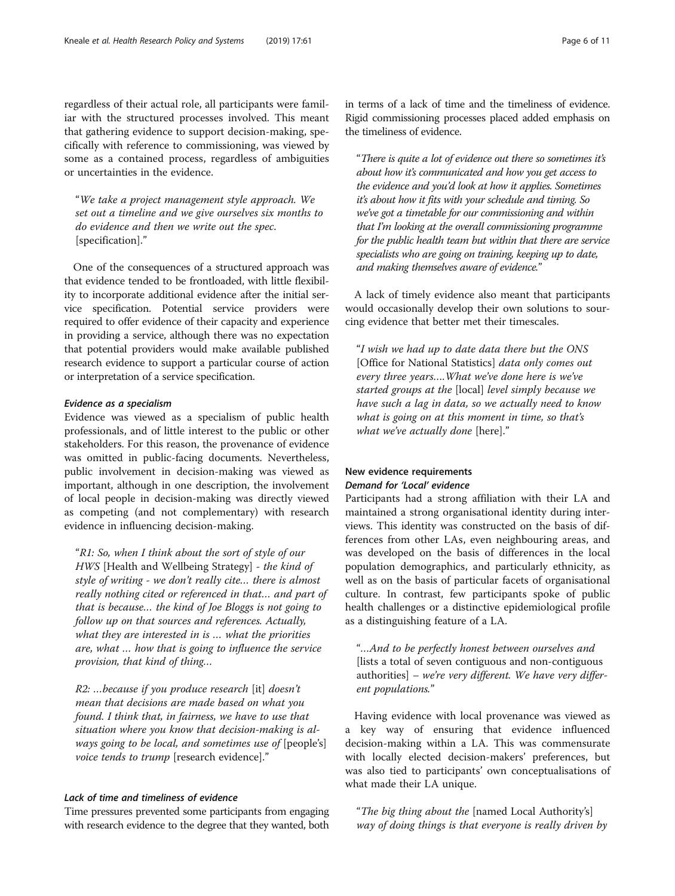regardless of their actual role, all participants were familiar with the structured processes involved. This meant that gathering evidence to support decision-making, specifically with reference to commissioning, was viewed by some as a contained process, regardless of ambiguities or uncertainties in the evidence.

> "*We take a project management style approach. We set out a timeline and we give ourselves six months to do evidence and then we write out the spec.* [specification]."

One of the consequences of a structured approach was that evidence tended to be frontloaded, with little flexibility to incorporate additional evidence after the initial service specification. Potential service providers were required to offer evidence of their capacity and experience in providing a service, although there was no expectation that potential providers would make available published research evidence to support a particular course of action or interpretation of a service specification.

#### *Evidence as a specialism*

Evidence was viewed as a specialism of public health professionals, and of little interest to the public or other stakeholders. For this reason, the provenance of evidence was omitted in public-facing documents. Nevertheless, public involvement in decision-making was viewed as important, although in one description, the involvement of local people in decision-making was directly viewed as competing (and not complementary) with research evidence in influencing decision-making.

> "*R1: So, when I think about the sort of style of our HWS* [Health and Wellbeing Strategy] *- the kind of style of writing - we don't really cite… there is almost really nothing cited or referenced in that… and part of that is because… the kind of Joe Bloggs is not going to follow up on that sources and references. Actually, what they are interested in is … what the priorities are, what … how that is going to influence the service provision, that kind of thing…*
>
> *R2: …because if you produce research* [it] *doesn't mean that decisions are made based on what you found. I think that, in fairness, we have to use that situation where you know that decision-making is always going to be local, and sometimes use of* [people's] *voice tends to trump* [research evidence]."

#### *Lack of time and timeliness of evidence*

Time pressures prevented some participants from engaging with research evidence to the degree that they wanted, both in terms of a lack of time and the timeliness of evidence. Rigid commissioning processes placed added emphasis on the timeliness of evidence.

> "*There is quite a lot of evidence out there so sometimes it's about how it's communicated and how you get access to the evidence and you'd look at how it applies. Sometimes it's about how it fits with your schedule and timing. So we've got a timetable for our commissioning and within that I'm looking at the overall commissioning programme for the public health team but within that there are service specialists who are going on training, keeping up to date, and making themselves aware of evidence.*"

A lack of timely evidence also meant that participants would occasionally develop their own solutions to sourcing evidence that better met their timescales.

> "*I wish we had up to date data there but the ONS* [Office for National Statistics] *data only comes out every three years….What we've done here is we've started groups at the* [local] *level simply because we have such a lag in data, so we actually need to know what is going on at this moment in time, so that's what we've actually done* [here]."

### New evidence requirements

#### *Demand for 'Local' evidence*

Participants had a strong affiliation with their LA and maintained a strong organisational identity during interviews. This identity was constructed on the basis of differences from other LAs, even neighbouring areas, and was developed on the basis of differences in the local population demographics, and particularly ethnicity, as well as on the basis of particular facets of organisational culture. In contrast, few participants spoke of public health challenges or a distinctive epidemiological profile as a distinguishing feature of a LA.

> "*…And to be perfectly honest between ourselves and* [lists a total of seven contiguous and non-contiguous authorities] *– we're very different. We have very different populations.*"

Having evidence with local provenance was viewed as a key way of ensuring that evidence influenced decision-making within a LA. This was commensurate with locally elected decision-makers' preferences, but was also tied to participants' own conceptualisations of what made their LA unique.

> "*The big thing about the* [named Local Authority's] *way of doing things is that everyone is really driven by*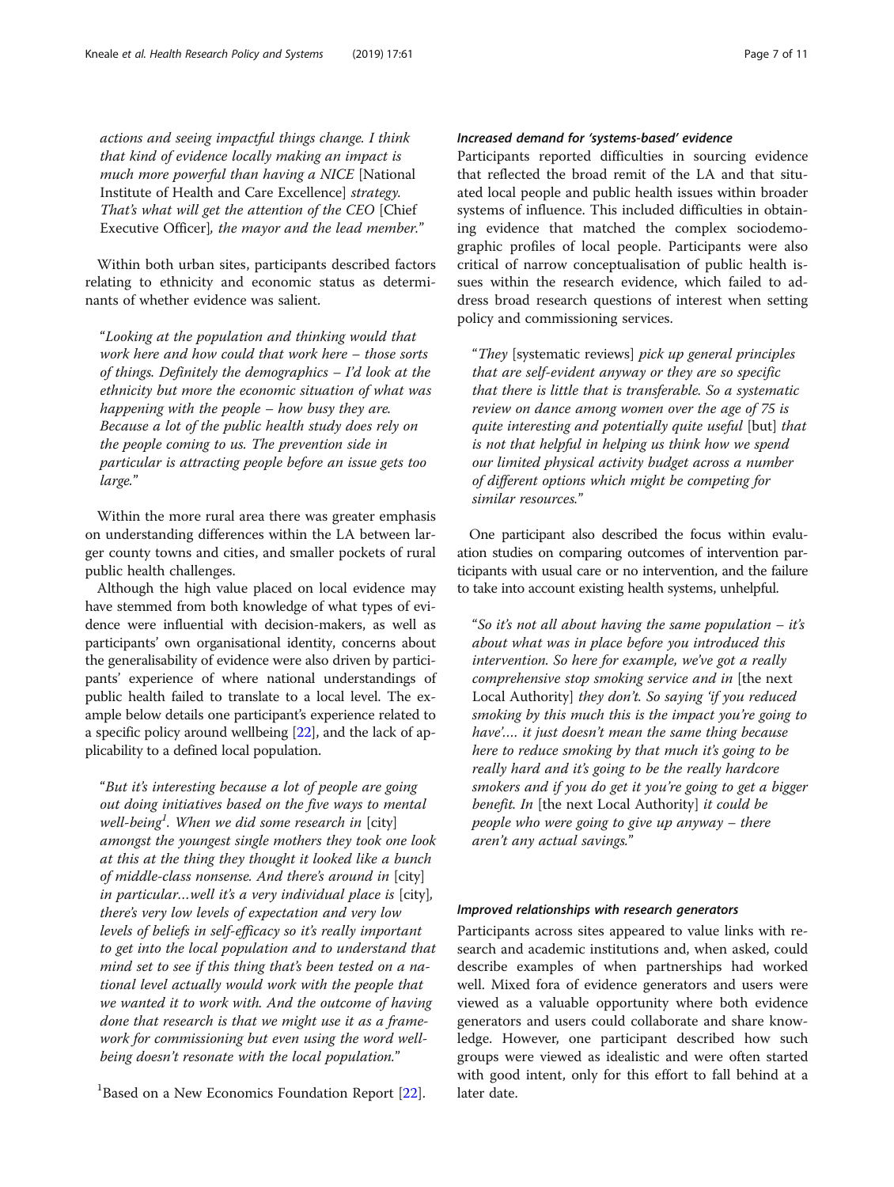*actions and seeing impactful things change. I think that kind of evidence locally making an impact is much more powerful than having a NICE* [National Institute of Health and Care Excellence] *strategy. That's what will get the attention of the CEO* [Chief Executive Officer]*, the mayor and the lead member.*"

Within both urban sites, participants described factors relating to ethnicity and economic status as determinants of whether evidence was salient.

> "*Looking at the population and thinking would that work here and how could that work here – those sorts of things. Definitely the demographics – I'd look at the ethnicity but more the economic situation of what was happening with the people – how busy they are. Because a lot of the public health study does rely on the people coming to us. The prevention side in particular is attracting people before an issue gets too large.*"

Within the more rural area there was greater emphasis on understanding differences within the LA between larger county towns and cities, and smaller pockets of rural public health challenges.

Although the high value placed on local evidence may have stemmed from both knowledge of what types of evidence were influential with decision-makers, as well as participants' own organisational identity, concerns about the generalisability of evidence were also driven by participants' experience of where national understandings of public health failed to translate to a local level. The example below details one participant's experience related to a specific policy around wellbeing [22], and the lack of applicability to a defined local population.

> "*But it's interesting because a lot of people are going out doing initiatives based on the five ways to mental well-being*[1]*. When we did some research in* [city] *amongst the youngest single mothers they took one look at this at the thing they thought it looked like a bunch of middle-class nonsense. And there's around in* [city] *in particular…well it's a very individual place is* [city]*, there's very low levels of expectation and very low levels of beliefs in self-efficacy so it's really important to get into the local population and to understand that mind set to see if this thing that's been tested on a national level actually would work with the people that we wanted it to work with. And the outcome of having done that research is that we might use it as a framework for commissioning but even using the word well-being doesn't resonate with the local population.*"

[1]Based on a New Economics Foundation Report [22].

#### Increased demand for 'systems-based' evidence

Participants reported difficulties in sourcing evidence that reflected the broad remit of the LA and that situated local people and public health issues within broader systems of influence. This included difficulties in obtaining evidence that matched the complex sociodemographic profiles of local people. Participants were also critical of narrow conceptualisation of public health issues within the research evidence, which failed to address broad research questions of interest when setting policy and commissioning services.

> "*They* [systematic reviews] *pick up general principles that are self-evident anyway or they are so specific that there is little that is transferable. So a systematic review on dance among women over the age of 75 is quite interesting and potentially quite useful* [but] *that is not that helpful in helping us think how we spend our limited physical activity budget across a number of different options which might be competing for similar resources.*"

One participant also described the focus within evaluation studies on comparing outcomes of intervention participants with usual care or no intervention, and the failure to take into account existing health systems, unhelpful.

> "*So it's not all about having the same population – it's about what was in place before you introduced this intervention. So here for example, we've got a really comprehensive stop smoking service and in* [the next Local Authority] *they don't. So saying 'if you reduced smoking by this much this is the impact you're going to have'…. it just doesn't mean the same thing because here to reduce smoking by that much it's going to be really hard and it's going to be the really hardcore smokers and if you do get it you're going to get a bigger benefit. In* [the next Local Authority] *it could be people who were going to give up anyway – there aren't any actual savings.*"

#### Improved relationships with research generators

Participants across sites appeared to value links with research and academic institutions and, when asked, could describe examples of when partnerships had worked well. Mixed fora of evidence generators and users were viewed as a valuable opportunity where both evidence generators and users could collaborate and share knowledge. However, one participant described how such groups were viewed as idealistic and were often started with good intent, only for this effort to fall behind at a later date.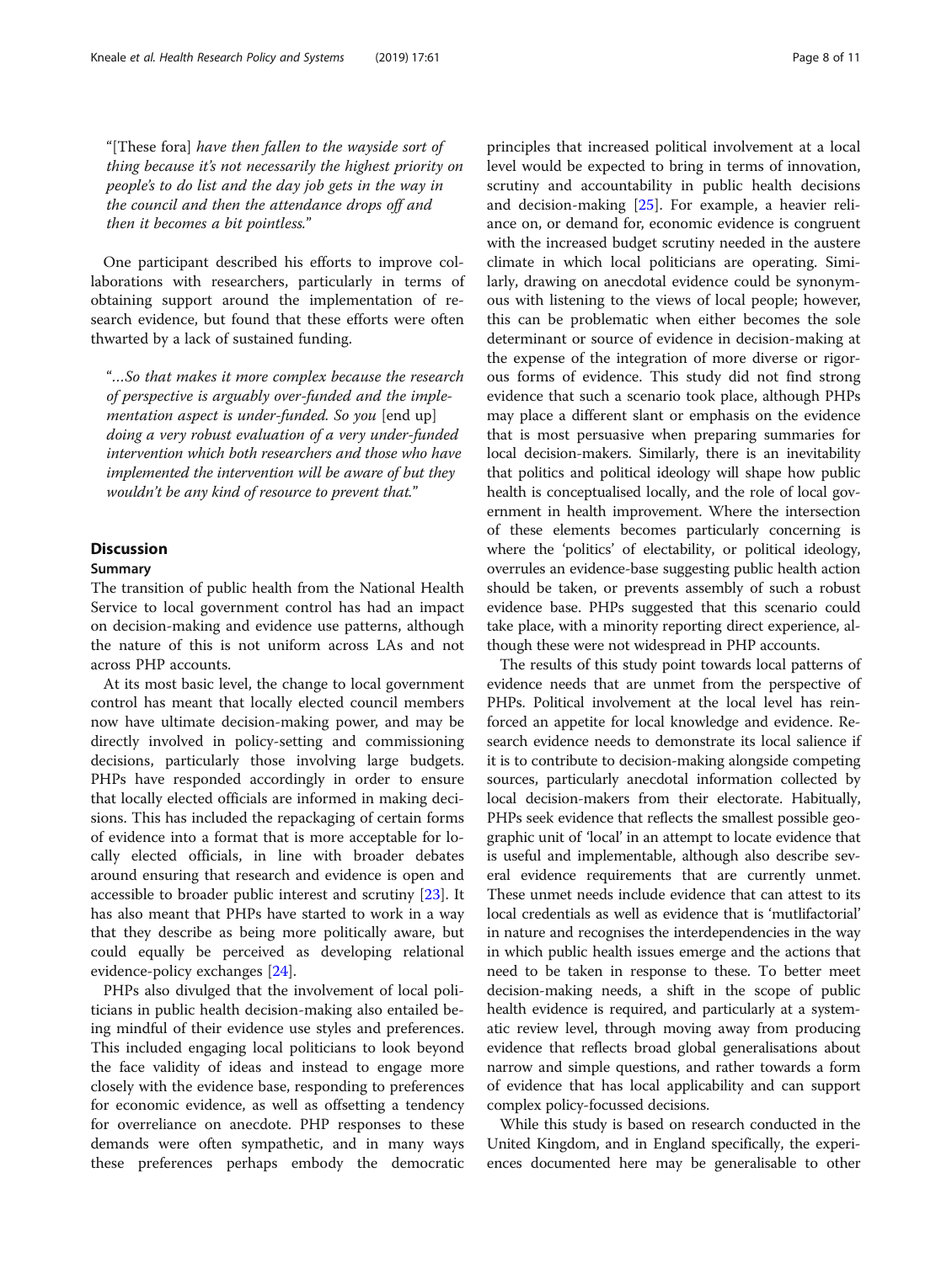"[These fora] *have then fallen to the wayside sort of thing because it's not necessarily the highest priority on people's to do list and the day job gets in the way in the council and then the attendance drops off and then it becomes a bit pointless.*"

One participant described his efforts to improve collaborations with researchers, particularly in terms of obtaining support around the implementation of research evidence, but found that these efforts were often thwarted by a lack of sustained funding.

"*…So that makes it more complex because the research of perspective is arguably over-funded and the implementation aspect is under-funded. So you* [end up] *doing a very robust evaluation of a very under-funded intervention which both researchers and those who have implemented the intervention will be aware of but they wouldn't be any kind of resource to prevent that.*"

## Discussion

### Summary

The transition of public health from the National Health Service to local government control has had an impact on decision-making and evidence use patterns, although the nature of this is not uniform across LAs and not across PHP accounts.

At its most basic level, the change to local government control has meant that locally elected council members now have ultimate decision-making power, and may be directly involved in policy-setting and commissioning decisions, particularly those involving large budgets. PHPs have responded accordingly in order to ensure that locally elected officials are informed in making decisions. This has included the repackaging of certain forms of evidence into a format that is more acceptable for locally elected officials, in line with broader debates around ensuring that research and evidence is open and accessible to broader public interest and scrutiny [23]. It has also meant that PHPs have started to work in a way that they describe as being more politically aware, but could equally be perceived as developing relational evidence-policy exchanges [24].

PHPs also divulged that the involvement of local politicians in public health decision-making also entailed being mindful of their evidence use styles and preferences. This included engaging local politicians to look beyond the face validity of ideas and instead to engage more closely with the evidence base, responding to preferences for economic evidence, as well as offsetting a tendency for overreliance on anecdote. PHP responses to these demands were often sympathetic, and in many ways these preferences perhaps embody the democratic principles that increased political involvement at a local level would be expected to bring in terms of innovation, scrutiny and accountability in public health decisions and decision-making [25]. For example, a heavier reliance on, or demand for, economic evidence is congruent with the increased budget scrutiny needed in the austere climate in which local politicians are operating. Similarly, drawing on anecdotal evidence could be synonymous with listening to the views of local people; however, this can be problematic when either becomes the sole determinant or source of evidence in decision-making at the expense of the integration of more diverse or rigorous forms of evidence. This study did not find strong evidence that such a scenario took place, although PHPs may place a different slant or emphasis on the evidence that is most persuasive when preparing summaries for local decision-makers. Similarly, there is an inevitability that politics and political ideology will shape how public health is conceptualised locally, and the role of local government in health improvement. Where the intersection of these elements becomes particularly concerning is where the 'politics' of electability, or political ideology, overrules an evidence-base suggesting public health action should be taken, or prevents assembly of such a robust evidence base. PHPs suggested that this scenario could take place, with a minority reporting direct experience, although these were not widespread in PHP accounts.

The results of this study point towards local patterns of evidence needs that are unmet from the perspective of PHPs. Political involvement at the local level has reinforced an appetite for local knowledge and evidence. Research evidence needs to demonstrate its local salience if it is to contribute to decision-making alongside competing sources, particularly anecdotal information collected by local decision-makers from their electorate. Habitually, PHPs seek evidence that reflects the smallest possible geographic unit of 'local' in an attempt to locate evidence that is useful and implementable, although also describe several evidence requirements that are currently unmet. These unmet needs include evidence that can attest to its local credentials as well as evidence that is 'mutlifactorial' in nature and recognises the interdependencies in the way in which public health issues emerge and the actions that need to be taken in response to these. To better meet decision-making needs, a shift in the scope of public health evidence is required, and particularly at a systematic review level, through moving away from producing evidence that reflects broad global generalisations about narrow and simple questions, and rather towards a form of evidence that has local applicability and can support complex policy-focussed decisions.

While this study is based on research conducted in the United Kingdom, and in England specifically, the experiences documented here may be generalisable to other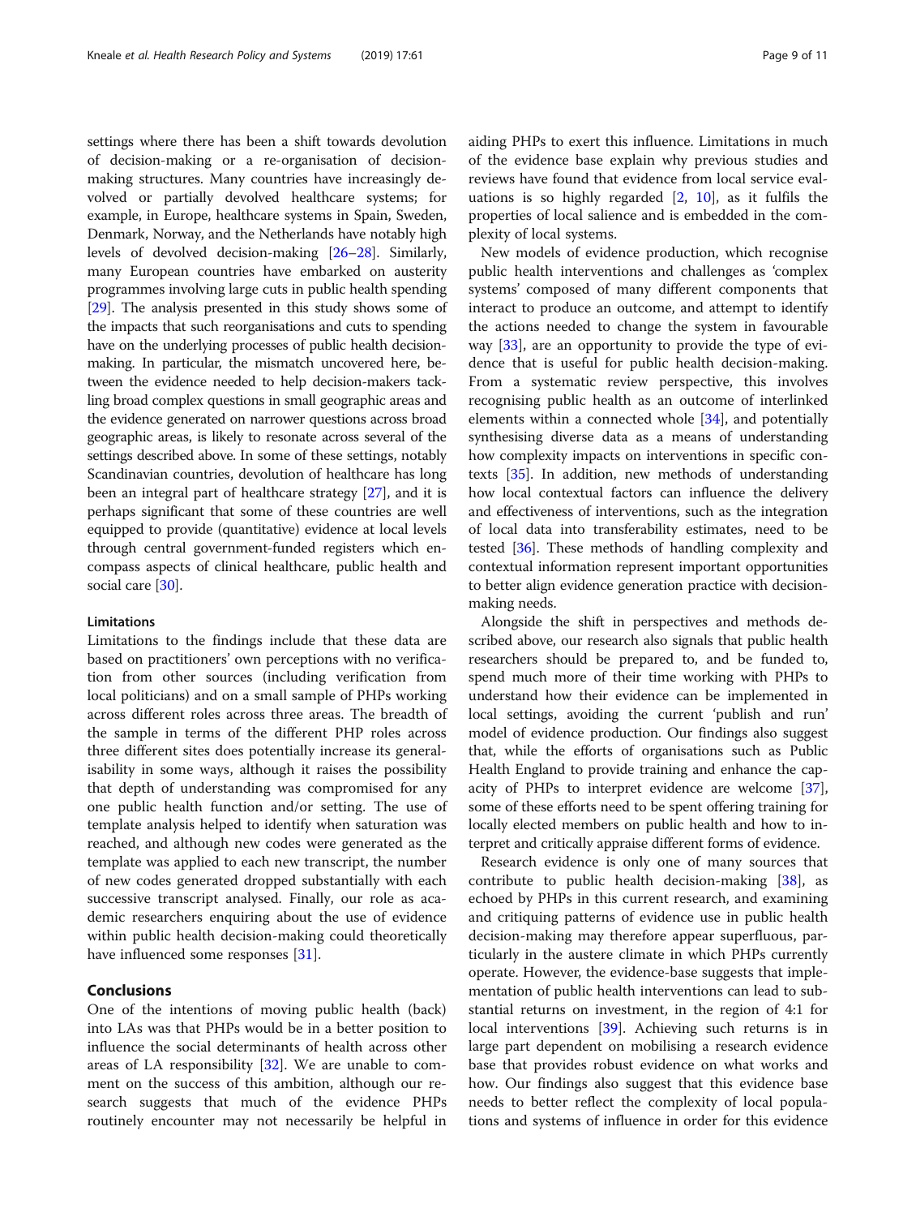settings where there has been a shift towards devolution of decision-making or a re-organisation of decision-making structures. Many countries have increasingly devolved or partially devolved healthcare systems; for example, in Europe, healthcare systems in Spain, Sweden, Denmark, Norway, and the Netherlands have notably high levels of devolved decision-making [26–28]. Similarly, many European countries have embarked on austerity programmes involving large cuts in public health spending [29]. The analysis presented in this study shows some of the impacts that such reorganisations and cuts to spending have on the underlying processes of public health decision-making. In particular, the mismatch uncovered here, between the evidence needed to help decision-makers tackling broad complex questions in small geographic areas and the evidence generated on narrower questions across broad geographic areas, is likely to resonate across several of the settings described above. In some of these settings, notably Scandinavian countries, devolution of healthcare has long been an integral part of healthcare strategy [27], and it is perhaps significant that some of these countries are well equipped to provide (quantitative) evidence at local levels through central government-funded registers which encompass aspects of clinical healthcare, public health and social care [30].

### Limitations

Limitations to the findings include that these data are based on practitioners' own perceptions with no verification from other sources (including verification from local politicians) and on a small sample of PHPs working across different roles across three areas. The breadth of the sample in terms of the different PHP roles across three different sites does potentially increase its generalisability in some ways, although it raises the possibility that depth of understanding was compromised for any one public health function and/or setting. The use of template analysis helped to identify when saturation was reached, and although new codes were generated as the template was applied to each new transcript, the number of new codes generated dropped substantially with each successive transcript analysed. Finally, our role as academic researchers enquiring about the use of evidence within public health decision-making could theoretically have influenced some responses [31].

## Conclusions

One of the intentions of moving public health (back) into LAs was that PHPs would be in a better position to influence the social determinants of health across other areas of LA responsibility [32]. We are unable to comment on the success of this ambition, although our research suggests that much of the evidence PHPs routinely encounter may not necessarily be helpful in aiding PHPs to exert this influence. Limitations in much of the evidence base explain why previous studies and reviews have found that evidence from local service evaluations is so highly regarded [2, 10], as it fulfils the properties of local salience and is embedded in the complexity of local systems.

New models of evidence production, which recognise public health interventions and challenges as 'complex systems' composed of many different components that interact to produce an outcome, and attempt to identify the actions needed to change the system in favourable way [33], are an opportunity to provide the type of evidence that is useful for public health decision-making. From a systematic review perspective, this involves recognising public health as an outcome of interlinked elements within a connected whole [34], and potentially synthesising diverse data as a means of understanding how complexity impacts on interventions in specific contexts [35]. In addition, new methods of understanding how local contextual factors can influence the delivery and effectiveness of interventions, such as the integration of local data into transferability estimates, need to be tested [36]. These methods of handling complexity and contextual information represent important opportunities to better align evidence generation practice with decision-making needs.

Alongside the shift in perspectives and methods described above, our research also signals that public health researchers should be prepared to, and be funded to, spend much more of their time working with PHPs to understand how their evidence can be implemented in local settings, avoiding the current 'publish and run' model of evidence production. Our findings also suggest that, while the efforts of organisations such as Public Health England to provide training and enhance the capacity of PHPs to interpret evidence are welcome [37], some of these efforts need to be spent offering training for locally elected members on public health and how to interpret and critically appraise different forms of evidence.

Research evidence is only one of many sources that contribute to public health decision-making [38], as echoed by PHPs in this current research, and examining and critiquing patterns of evidence use in public health decision-making may therefore appear superfluous, particularly in the austere climate in which PHPs currently operate. However, the evidence-base suggests that implementation of public health interventions can lead to substantial returns on investment, in the region of 4:1 for local interventions [39]. Achieving such returns is in large part dependent on mobilising a research evidence base that provides robust evidence on what works and how. Our findings also suggest that this evidence base needs to better reflect the complexity of local populations and systems of influence in order for this evidence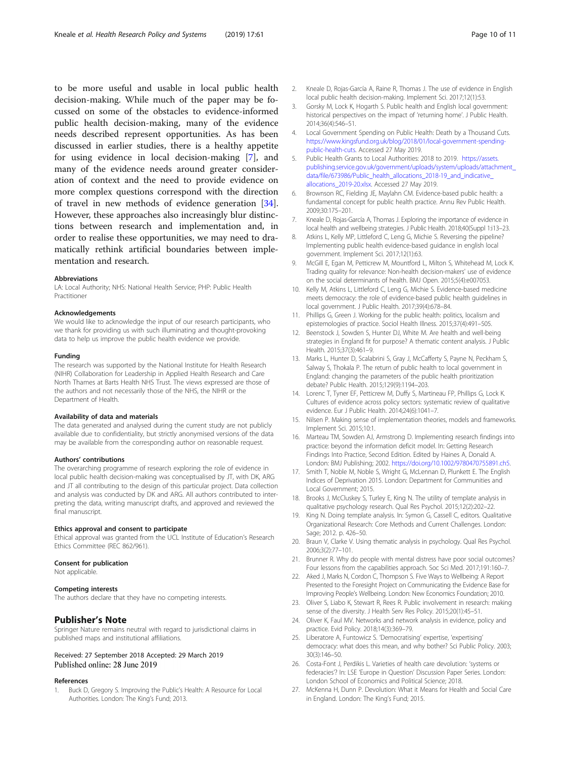to be more useful and usable in local public health decision-making. While much of the paper may be focussed on some of the obstacles to evidence-informed public health decision-making, many of the evidence needs described represent opportunities. As has been discussed in earlier studies, there is a healthy appetite for using evidence in local decision-making [7], and many of the evidence needs around greater consideration of context and the need to provide evidence on more complex questions correspond with the direction of travel in new methods of evidence generation [34]. However, these approaches also increasingly blur distinctions between research and implementation and, in order to realise these opportunities, we may need to dramatically rethink artificial boundaries between implementation and research.

### Abbreviations

LA: Local Authority; NHS: National Health Service; PHP: Public Health Practitioner

### Acknowledgements

We would like to acknowledge the input of our research participants, who we thank for providing us with such illuminating and thought-provoking data to help us improve the public health evidence we provide.

### Funding

The research was supported by the National Institute for Health Research (NIHR) Collaboration for Leadership in Applied Health Research and Care North Thames at Barts Health NHS Trust. The views expressed are those of the authors and not necessarily those of the NHS, the NIHR or the Department of Health.

### Availability of data and materials

The data generated and analysed during the current study are not publicly available due to confidentiality, but strictly anonymised versions of the data may be available from the corresponding author on reasonable request.

### Authors' contributions

The overarching programme of research exploring the role of evidence in local public health decision-making was conceptualised by JT, with DK, ARG and JT all contributing to the design of this particular project. Data collection and analysis was conducted by DK and ARG. All authors contributed to interpreting the data, writing manuscript drafts, and approved and reviewed the final manuscript.

### Ethics approval and consent to participate

Ethical approval was granted from the UCL Institute of Education's Research Ethics Committee (REC 862/961).

### Consent for publication

Not applicable.

### Competing interests

The authors declare that they have no competing interests.

## Publisher's Note

Springer Nature remains neutral with regard to jurisdictional claims in published maps and institutional affiliations.

Received: 27 September 2018 Accepted: 29 March 2019
Published online: 28 June 2019

### References

1. Buck D, Gregory S. Improving the Public's Health: A Resource for Local Authorities. London: The King's Fund; 2013.
2. Kneale D, Rojas-García A, Raine R, Thomas J. The use of evidence in English local public health decision-making. Implement Sci. 2017;12(1):53.
3. Gorsky M, Lock K, Hogarth S. Public health and English local government: historical perspectives on the impact of 'returning home'. J Public Health. 2014;36(4):546–51.
4. Local Government Spending on Public Health: Death by a Thousand Cuts. https://www.kingsfund.org.uk/blog/2018/01/local-government-spending-public-health-cuts. Accessed 27 May 2019.
5. Public Health Grants to Local Authorities: 2018 to 2019. https://assets.publishing.service.gov.uk/government/uploads/system/uploads/attachment_data/file/673986/Public_health_allocations_2018-19_and_indicative_allocations_2019-20.xlsx. Accessed 27 May 2019.
6. Brownson RC, Fielding JE, Maylahn CM. Evidence-based public health: a fundamental concept for public health practice. Annu Rev Public Health. 2009;30:175–201.
7. Kneale D, Rojas-García A, Thomas J. Exploring the importance of evidence in local health and wellbeing strategies. J Public Health. 2018;40(Suppl 1):i13–23.
8. Atkins L, Kelly MP, Littleford C, Leng G, Michie S. Reversing the pipeline? Implementing public health evidence-based guidance in english local government. Implement Sci. 2017;12(1):63.
9. McGill E, Egan M, Petticrew M, Mountford L, Milton S, Whitehead M, Lock K. Trading quality for relevance: Non-health decision-makers' use of evidence on the social determinants of health. BMJ Open. 2015;5(4):e007053.
10. Kelly M, Atkins L, Littleford C, Leng G, Michie S. Evidence-based medicine meets democracy: the role of evidence-based public health guidelines in local government. J Public Health. 2017;39(4):678–84.
11. Phillips G, Green J. Working for the public health: politics, localism and epistemologies of practice. Sociol Health Illness. 2015;37(4):491–505.
12. Beenstock J, Sowden S, Hunter DJ, White M. Are health and well-being strategies in England fit for purpose? A thematic content analysis. J Public Health. 2015;37(3):461–9.
13. Marks L, Hunter D, Scalabrini S, Gray J, McCafferty S, Payne N, Peckham S, Salway S, Thokala P. The return of public health to local government in England: changing the parameters of the public health prioritization debate? Public Health. 2015;129(9):1194–203.
14. Lorenc T, Tyner EF, Petticrew M, Duffy S, Martineau FP, Phillips G, Lock K. Cultures of evidence across policy sectors: systematic review of qualitative evidence. Eur J Public Health. 2014;24(6):1041–7.
15. Nilsen P. Making sense of implementation theories, models and frameworks. Implement Sci. 2015;10:1.
16. Marteau TM, Sowden AJ, Armstrong D. Implementing research findings into practice: beyond the information deficit model. In: Getting Research Findings Into Practice, Second Edition. Edited by Haines A, Donald A. London: BMJ Publishing; 2002. https://doi.org/10.1002/9780470755891.ch5.
17. Smith T, Noble M, Noble S, Wright G, McLennan D, Plunkett E. The English Indices of Deprivation 2015. London: Department for Communities and Local Government; 2015.
18. Brooks J, McCluskey S, Turley E, King N. The utility of template analysis in qualitative psychology research. Qual Res Psychol. 2015;12(2):202–22.
19. King N. Doing template analysis. In: Symon G, Cassell C, editors. Qualitative Organizational Research: Core Methods and Current Challenges. London: Sage; 2012. p. 426–50.
20. Braun V, Clarke V. Using thematic analysis in psychology. Qual Res Psychol. 2006;3(2):77–101.
21. Brunner R. Why do people with mental distress have poor social outcomes? Four lessons from the capabilities approach. Soc Sci Med. 2017;191:160–7.
22. Aked J, Marks N, Cordon C, Thompson S. Five Ways to Wellbeing: A Report Presented to the Foresight Project on Communicating the Evidence Base for Improving People's Wellbeing. London: New Economics Foundation; 2010.
23. Oliver S, Liabo K, Stewart R, Rees R. Public involvement in research: making sense of the diversity. J Health Serv Res Policy. 2015;20(1):45–51.
24. Oliver K, Faul MV. Networks and network analysis in evidence, policy and practice. Evid Policy. 2018;14(3):369–79.
25. Liberatore A, Funtowicz S. 'Democratising' expertise, 'expertising' democracy: what does this mean, and why bother? Sci Public Policy. 2003;30(3):146–50.
26. Costa-Font J, Perdikis L. Varieties of health care devolution: 'systems or federacies'? In: LSE 'Europe in Question' Discussion Paper Series. London: London School of Economics and Political Science; 2018.
27. McKenna H, Dunn P. Devolution: What it Means for Health and Social Care in England. London: The King's Fund; 2015.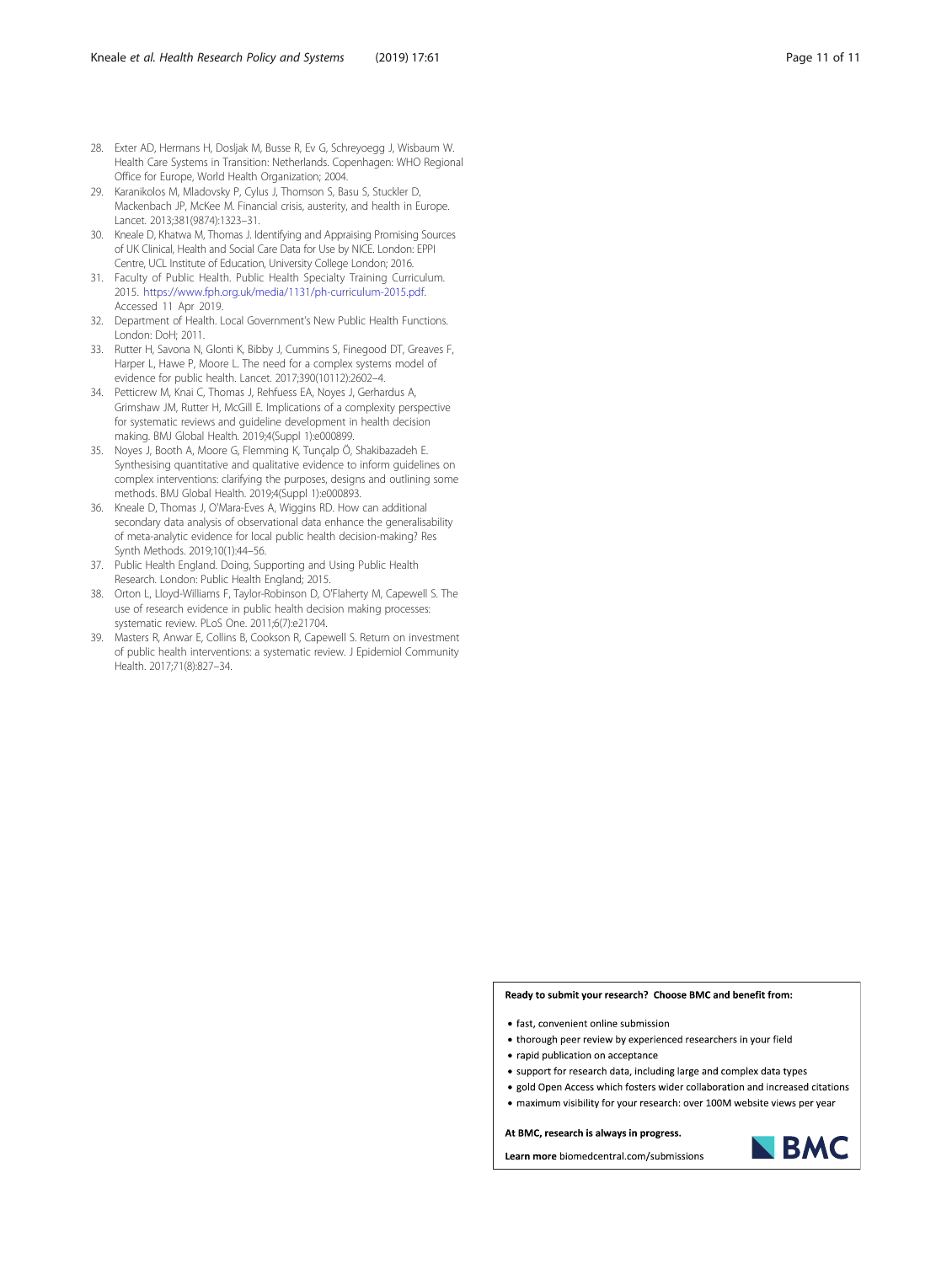28. Exter AD, Hermans H, Dosljak M, Busse R, Ev G, Schreyoegg J, Wisbaum W. Health Care Systems in Transition: Netherlands. Copenhagen: WHO Regional Office for Europe, World Health Organization; 2004.
29. Karanikolos M, Mladovsky P, Cylus J, Thomson S, Basu S, Stuckler D, Mackenbach JP, McKee M. Financial crisis, austerity, and health in Europe. Lancet. 2013;381(9874):1323–31.
30. Kneale D, Khatwa M, Thomas J. Identifying and Appraising Promising Sources of UK Clinical, Health and Social Care Data for Use by NICE. London: EPPI Centre, UCL Institute of Education, University College London; 2016.
31. Faculty of Public Health. Public Health Specialty Training Curriculum. 2015. https://www.fph.org.uk/media/1131/ph-curriculum-2015.pdf. Accessed 11 Apr 2019.
32. Department of Health. Local Government's New Public Health Functions. London: DoH; 2011.
33. Rutter H, Savona N, Glonti K, Bibby J, Cummins S, Finegood DT, Greaves F, Harper L, Hawe P, Moore L. The need for a complex systems model of evidence for public health. Lancet. 2017;390(10112):2602–4.
34. Petticrew M, Knai C, Thomas J, Rehfuess EA, Noyes J, Gerhardus A, Grimshaw JM, Rutter H, McGill E. Implications of a complexity perspective for systematic reviews and guideline development in health decision making. BMJ Global Health. 2019;4(Suppl 1):e000899.
35. Noyes J, Booth A, Moore G, Flemming K, Tunçalp Ö, Shakibazadeh E. Synthesising quantitative and qualitative evidence to inform guidelines on complex interventions: clarifying the purposes, designs and outlining some methods. BMJ Global Health. 2019;4(Suppl 1):e000893.
36. Kneale D, Thomas J, O'Mara-Eves A, Wiggins RD. How can additional secondary data analysis of observational data enhance the generalisability of meta-analytic evidence for local public health decision-making? Res Synth Methods. 2019;10(1):44–56.
37. Public Health England. Doing, Supporting and Using Public Health Research. London: Public Health England; 2015.
38. Orton L, Lloyd-Williams F, Taylor-Robinson D, O'Flaherty M, Capewell S. The use of research evidence in public health decision making processes: systematic review. PLoS One. 2011;6(7):e21704.
39. Masters R, Anwar E, Collins B, Cookson R, Capewell S. Return on investment of public health interventions: a systematic review. J Epidemiol Community Health. 2017;71(8):827–34.

**Ready to submit your research? Choose BMC and benefit from:**

- fast, convenient online submission
- thorough peer review by experienced researchers in your field
- rapid publication on acceptance
- support for research data, including large and complex data types
- gold Open Access which fosters wider collaboration and increased citations
- maximum visibility for your research: over 100M website views per year

**At BMC, research is always in progress.**

**Learn more** biomedcentral.com/submissions

BMC